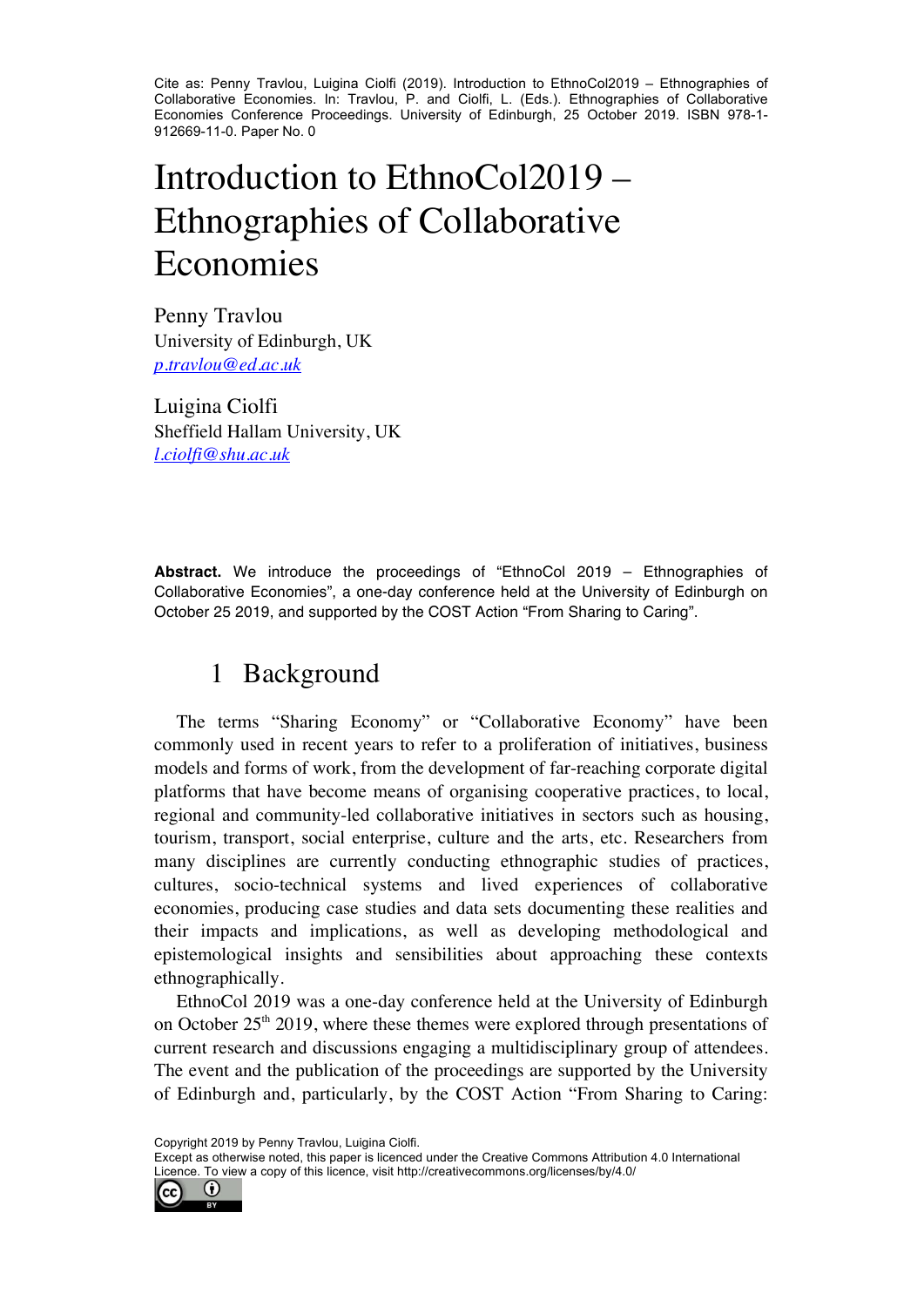Cite as: Penny Travlou, Luigina Ciolfi (2019). Introduction to EthnoCol2019 – Ethnographies of Collaborative Economies. In: Travlou, P. and Ciolfi, L. (Eds.). Ethnographies of Collaborative Economies Conference Proceedings. University of Edinburgh, 25 October 2019. ISBN 978-1-912669-11-0. Paper No. 0

# Introduction to EthnoCol2019 – Ethnographies of Collaborative Economies

Penny Travlou
University of Edinburgh, UK
*p.travlou@ed.ac.uk*

Luigina Ciolfi
Sheffield Hallam University, UK
*l.ciolfi@shu.ac.uk*

**Abstract.** We introduce the proceedings of "EthnoCol 2019 – Ethnographies of Collaborative Economies", a one-day conference held at the University of Edinburgh on October 25 2019, and supported by the COST Action "From Sharing to Caring".

## 1 Background

The terms "Sharing Economy" or "Collaborative Economy" have been commonly used in recent years to refer to a proliferation of initiatives, business models and forms of work, from the development of far-reaching corporate digital platforms that have become means of organising cooperative practices, to local, regional and community-led collaborative initiatives in sectors such as housing, tourism, transport, social enterprise, culture and the arts, etc. Researchers from many disciplines are currently conducting ethnographic studies of practices, cultures, socio-technical systems and lived experiences of collaborative economies, producing case studies and data sets documenting these realities and their impacts and implications, as well as developing methodological and epistemological insights and sensibilities about approaching these contexts ethnographically.

EthnoCol 2019 was a one-day conference held at the University of Edinburgh on October 25th 2019, where these themes were explored through presentations of current research and discussions engaging a multidisciplinary group of attendees. The event and the publication of the proceedings are supported by the University of Edinburgh and, particularly, by the COST Action "From Sharing to Caring:

Copyright 2019 by Penny Travlou, Luigina Ciolfi.
Except as otherwise noted, this paper is licenced under the Creative Commons Attribution 4.0 International Licence. To view a copy of this licence, visit http://creativecommons.org/licenses/by/4.0/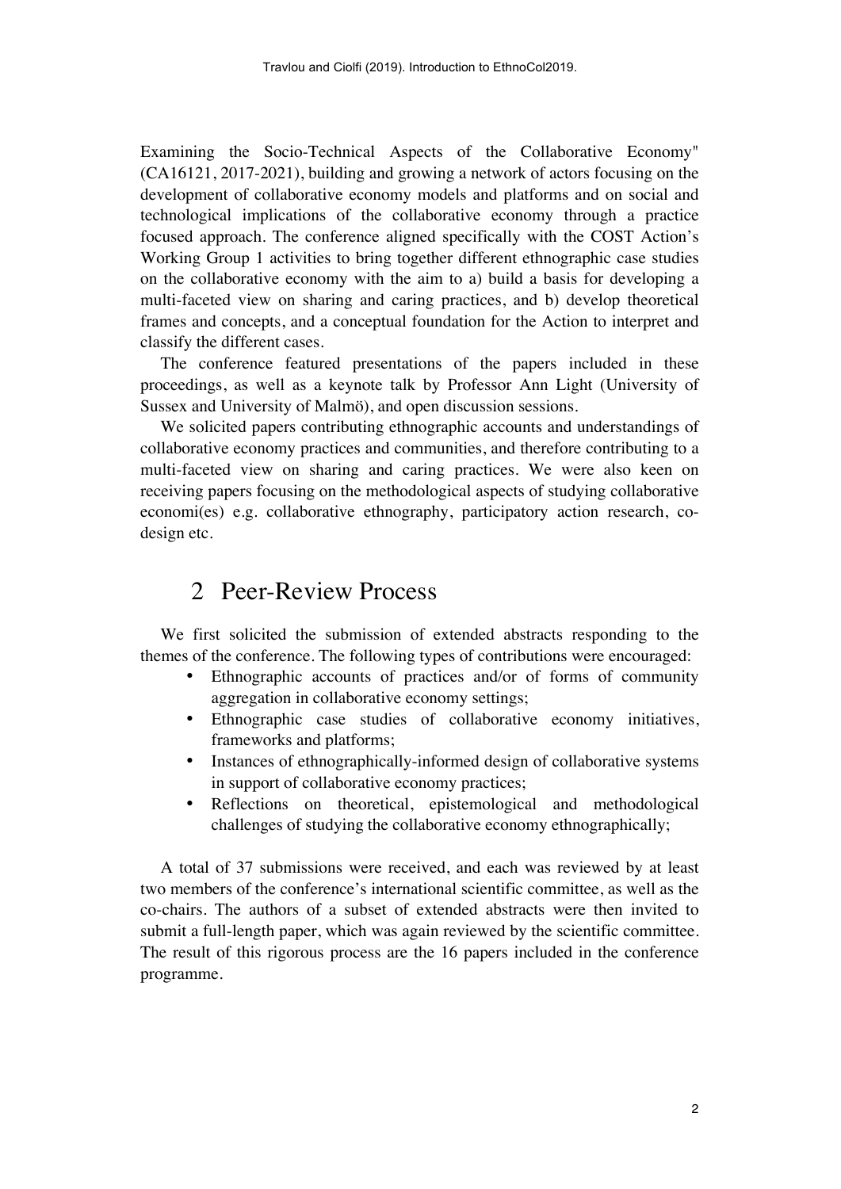Examining the Socio-Technical Aspects of the Collaborative Economy" (CA16121, 2017-2021), building and growing a network of actors focusing on the development of collaborative economy models and platforms and on social and technological implications of the collaborative economy through a practice focused approach. The conference aligned specifically with the COST Action's Working Group 1 activities to bring together different ethnographic case studies on the collaborative economy with the aim to a) build a basis for developing a multi-faceted view on sharing and caring practices, and b) develop theoretical frames and concepts, and a conceptual foundation for the Action to interpret and classify the different cases.

The conference featured presentations of the papers included in these proceedings, as well as a keynote talk by Professor Ann Light (University of Sussex and University of Malmö), and open discussion sessions.

We solicited papers contributing ethnographic accounts and understandings of collaborative economy practices and communities, and therefore contributing to a multi-faceted view on sharing and caring practices. We were also keen on receiving papers focusing on the methodological aspects of studying collaborative economi(es) e.g. collaborative ethnography, participatory action research, co-design etc.

## 2 Peer-Review Process

We first solicited the submission of extended abstracts responding to the themes of the conference. The following types of contributions were encouraged:

- Ethnographic accounts of practices and/or of forms of community aggregation in collaborative economy settings;
- Ethnographic case studies of collaborative economy initiatives, frameworks and platforms;
- Instances of ethnographically-informed design of collaborative systems in support of collaborative economy practices;
- Reflections on theoretical, epistemological and methodological challenges of studying the collaborative economy ethnographically;

A total of 37 submissions were received, and each was reviewed by at least two members of the conference's international scientific committee, as well as the co-chairs. The authors of a subset of extended abstracts were then invited to submit a full-length paper, which was again reviewed by the scientific committee. The result of this rigorous process are the 16 papers included in the conference programme.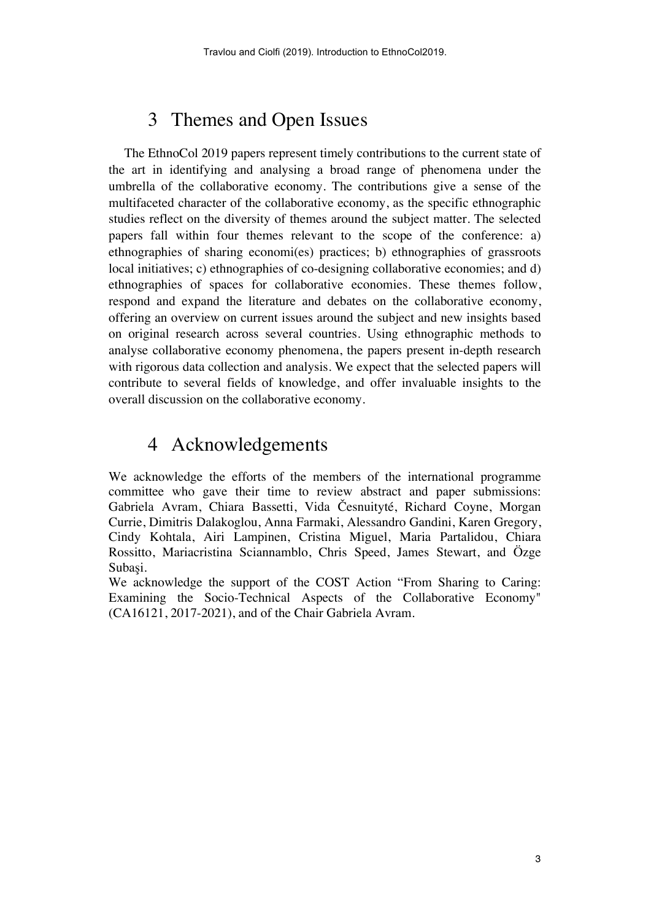## 3 Themes and Open Issues

The EthnoCol 2019 papers represent timely contributions to the current state of the art in identifying and analysing a broad range of phenomena under the umbrella of the collaborative economy. The contributions give a sense of the multifaceted character of the collaborative economy, as the specific ethnographic studies reflect on the diversity of themes around the subject matter. The selected papers fall within four themes relevant to the scope of the conference: a) ethnographies of sharing economi(es) practices; b) ethnographies of grassroots local initiatives; c) ethnographies of co-designing collaborative economies; and d) ethnographies of spaces for collaborative economies. These themes follow, respond and expand the literature and debates on the collaborative economy, offering an overview on current issues around the subject and new insights based on original research across several countries. Using ethnographic methods to analyse collaborative economy phenomena, the papers present in-depth research with rigorous data collection and analysis. We expect that the selected papers will contribute to several fields of knowledge, and offer invaluable insights to the overall discussion on the collaborative economy.

## 4 Acknowledgements

We acknowledge the efforts of the members of the international programme committee who gave their time to review abstract and paper submissions: Gabriela Avram, Chiara Bassetti, Vida Česnuityté, Richard Coyne, Morgan Currie, Dimitris Dalakoglou, Anna Farmaki, Alessandro Gandini, Karen Gregory, Cindy Kohtala, Airi Lampinen, Cristina Miguel, Maria Partalidou, Chiara Rossitto, Mariacristina Sciannamblo, Chris Speed, James Stewart, and Özge Subaşi.

We acknowledge the support of the COST Action "From Sharing to Caring: Examining the Socio-Technical Aspects of the Collaborative Economy" (CA16121, 2017-2021), and of the Chair Gabriela Avram.